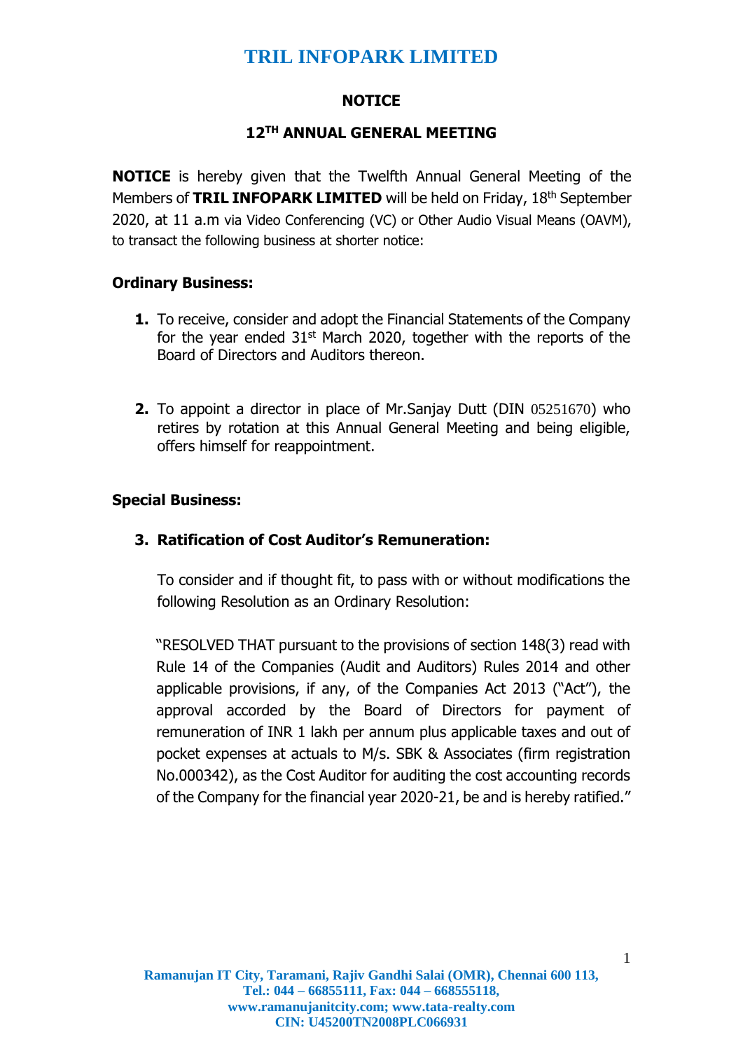# TRIL INFOPARK LIMITED

## NOTICE

## 12TH ANNUAL GENERAL MEETING

**NOTICE** is hereby given that the Twelfth Annual General Meeting of the Members of **TRIL INFOPARK LIMITED** will be held on Friday, 18th September 2020, at 11 a.m via Video Conferencing (VC) or Other Audio Visual Means (OAVM), to transact the following business at shorter notice:

### Ordinary Business:

1. To receive, consider and adopt the Financial Statements of the Company for the year ended 31st March 2020, together with the reports of the Board of Directors and Auditors thereon.

2. To appoint a director in place of Mr.Sanjay Dutt (DIN 05251670) who retires by rotation at this Annual General Meeting and being eligible, offers himself for reappointment.

### Special Business:

3. **Ratification of Cost Auditor's Remuneration:**

   To consider and if thought fit, to pass with or without modifications the following Resolution as an Ordinary Resolution:

   "RESOLVED THAT pursuant to the provisions of section 148(3) read with Rule 14 of the Companies (Audit and Auditors) Rules 2014 and other applicable provisions, if any, of the Companies Act 2013 ("Act"), the approval accorded by the Board of Directors for payment of remuneration of INR 1 lakh per annum plus applicable taxes and out of pocket expenses at actuals to M/s. SBK & Associates (firm registration No.000342), as the Cost Auditor for auditing the cost accounting records of the Company for the financial year 2020-21, be and is hereby ratified."

**Ramanujan IT City, Taramani, Rajiv Gandhi Salai (OMR), Chennai 600 113,**
**Tel.: 044 – 66855111, Fax: 044 – 668555118,**
**www.ramanujanitcity.com; www.tata-realty.com**
**CIN: U45200TN2008PLC066931**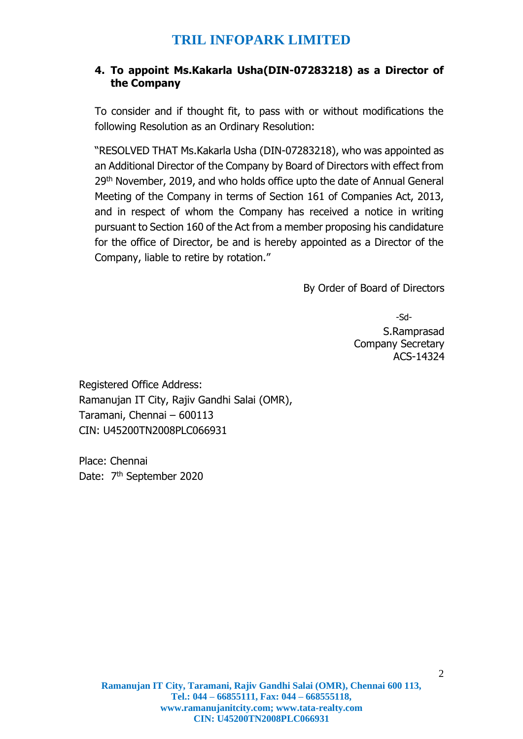**4. To appoint Ms.Kakarla Usha(DIN-07283218) as a Director of the Company**

To consider and if thought fit, to pass with or without modifications the following Resolution as an Ordinary Resolution:

"RESOLVED THAT Ms.Kakarla Usha (DIN-07283218), who was appointed as an Additional Director of the Company by Board of Directors with effect from 29th November, 2019, and who holds office upto the date of Annual General Meeting of the Company in terms of Section 161 of Companies Act, 2013, and in respect of whom the Company has received a notice in writing pursuant to Section 160 of the Act from a member proposing his candidature for the office of Director, be and is hereby appointed as a Director of the Company, liable to retire by rotation."

By Order of Board of Directors

-Sd-
S.Ramprasad
Company Secretary
ACS-14324

Registered Office Address:
Ramanujan IT City, Rajiv Gandhi Salai (OMR),
Taramani, Chennai – 600113
CIN: U45200TN2008PLC066931

Place: Chennai
Date: 7th September 2020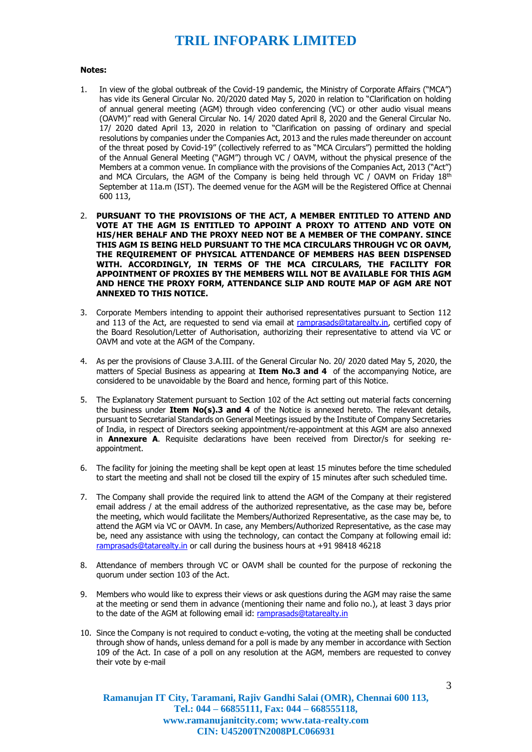# TRIL INFOPARK LIMITED

**Notes:**

1. In view of the global outbreak of the Covid-19 pandemic, the Ministry of Corporate Affairs ("MCA") has vide its General Circular No. 20/2020 dated May 5, 2020 in relation to "Clarification on holding of annual general meeting (AGM) through video conferencing (VC) or other audio visual means (OAVM)" read with General Circular No. 14/ 2020 dated April 8, 2020 and the General Circular No. 17/ 2020 dated April 13, 2020 in relation to "Clarification on passing of ordinary and special resolutions by companies under the Companies Act, 2013 and the rules made thereunder on account of the threat posed by Covid-19" (collectively referred to as "MCA Circulars") permitted the holding of the Annual General Meeting ("AGM") through VC / OAVM, without the physical presence of the Members at a common venue. In compliance with the provisions of the Companies Act, 2013 ("Act") and MCA Circulars, the AGM of the Company is being held through VC / OAVM on Friday 18th September at 11a.m (IST). The deemed venue for the AGM will be the Registered Office at Chennai 600 113,

2. **PURSUANT TO THE PROVISIONS OF THE ACT, A MEMBER ENTITLED TO ATTEND AND VOTE AT THE AGM IS ENTITLED TO APPOINT A PROXY TO ATTEND AND VOTE ON HIS/HER BEHALF AND THE PROXY NEED NOT BE A MEMBER OF THE COMPANY. SINCE THIS AGM IS BEING HELD PURSUANT TO THE MCA CIRCULARS THROUGH VC OR OAVM, THE REQUIREMENT OF PHYSICAL ATTENDANCE OF MEMBERS HAS BEEN DISPENSED WITH. ACCORDINGLY, IN TERMS OF THE MCA CIRCULARS, THE FACILITY FOR APPOINTMENT OF PROXIES BY THE MEMBERS WILL NOT BE AVAILABLE FOR THIS AGM AND HENCE THE PROXY FORM, ATTENDANCE SLIP AND ROUTE MAP OF AGM ARE NOT ANNEXED TO THIS NOTICE.**

3. Corporate Members intending to appoint their authorised representatives pursuant to Section 112 and 113 of the Act, are requested to send via email at ramprasads@tatarealty.in, certified copy of the Board Resolution/Letter of Authorisation, authorizing their representative to attend via VC or OAVM and vote at the AGM of the Company.

4. As per the provisions of Clause 3.A.III. of the General Circular No. 20/ 2020 dated May 5, 2020, the matters of Special Business as appearing at **Item No.3 and 4** of the accompanying Notice, are considered to be unavoidable by the Board and hence, forming part of this Notice.

5. The Explanatory Statement pursuant to Section 102 of the Act setting out material facts concerning the business under **Item No(s).3 and 4** of the Notice is annexed hereto. The relevant details, pursuant to Secretarial Standards on General Meetings issued by the Institute of Company Secretaries of India, in respect of Directors seeking appointment/re-appointment at this AGM are also annexed in **Annexure A**. Requisite declarations have been received from Director/s for seeking re-appointment.

6. The facility for joining the meeting shall be kept open at least 15 minutes before the time scheduled to start the meeting and shall not be closed till the expiry of 15 minutes after such scheduled time.

7. The Company shall provide the required link to attend the AGM of the Company at their registered email address / at the email address of the authorized representative, as the case may be, before the meeting, which would facilitate the Members/Authorized Representative, as the case may be, to attend the AGM via VC or OAVM. In case, any Members/Authorized Representative, as the case may be, need any assistance with using the technology, can contact the Company at following email id: ramprasads@tatarealty.in or call during the business hours at +91 98418 46218

8. Attendance of members through VC or OAVM shall be counted for the purpose of reckoning the quorum under section 103 of the Act.

9. Members who would like to express their views or ask questions during the AGM may raise the same at the meeting or send them in advance (mentioning their name and folio no.), at least 3 days prior to the date of the AGM at following email id: ramprasads@tatarealty.in

10. Since the Company is not required to conduct e-voting, the voting at the meeting shall be conducted through show of hands, unless demand for a poll is made by any member in accordance with Section 109 of the Act. In case of a poll on any resolution at the AGM, members are requested to convey their vote by e-mail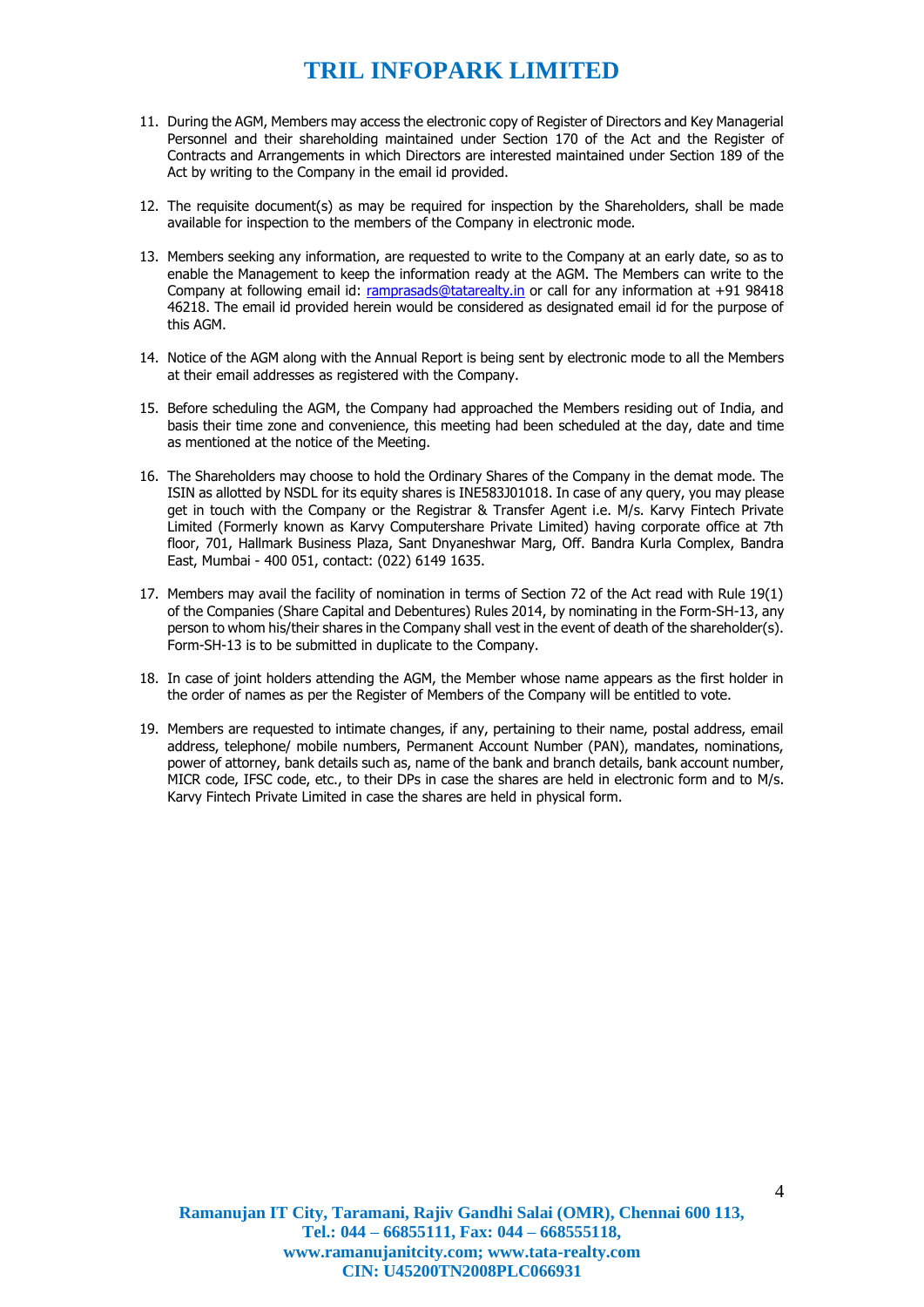11. During the AGM, Members may access the electronic copy of Register of Directors and Key Managerial Personnel and their shareholding maintained under Section 170 of the Act and the Register of Contracts and Arrangements in which Directors are interested maintained under Section 189 of the Act by writing to the Company in the email id provided.

12. The requisite document(s) as may be required for inspection by the Shareholders, shall be made available for inspection to the members of the Company in electronic mode.

13. Members seeking any information, are requested to write to the Company at an early date, so as to enable the Management to keep the information ready at the AGM. The Members can write to the Company at following email id: ramprasads@tatarealty.in or call for any information at +91 98418 46218. The email id provided herein would be considered as designated email id for the purpose of this AGM.

14. Notice of the AGM along with the Annual Report is being sent by electronic mode to all the Members at their email addresses as registered with the Company.

15. Before scheduling the AGM, the Company had approached the Members residing out of India, and basis their time zone and convenience, this meeting had been scheduled at the day, date and time as mentioned at the notice of the Meeting.

16. The Shareholders may choose to hold the Ordinary Shares of the Company in the demat mode. The ISIN as allotted by NSDL for its equity shares is INE583J01018. In case of any query, you may please get in touch with the Company or the Registrar & Transfer Agent i.e. M/s. Karvy Fintech Private Limited (Formerly known as Karvy Computershare Private Limited) having corporate office at 7th floor, 701, Hallmark Business Plaza, Sant Dnyaneshwar Marg, Off. Bandra Kurla Complex, Bandra East, Mumbai - 400 051, contact: (022) 6149 1635.

17. Members may avail the facility of nomination in terms of Section 72 of the Act read with Rule 19(1) of the Companies (Share Capital and Debentures) Rules 2014, by nominating in the Form-SH-13, any person to whom his/their shares in the Company shall vest in the event of death of the shareholder(s). Form-SH-13 is to be submitted in duplicate to the Company.

18. In case of joint holders attending the AGM, the Member whose name appears as the first holder in the order of names as per the Register of Members of the Company will be entitled to vote.

19. Members are requested to intimate changes, if any, pertaining to their name, postal address, email address, telephone/ mobile numbers, Permanent Account Number (PAN), mandates, nominations, power of attorney, bank details such as, name of the bank and branch details, bank account number, MICR code, IFSC code, etc., to their DPs in case the shares are held in electronic form and to M/s. Karvy Fintech Private Limited in case the shares are held in physical form.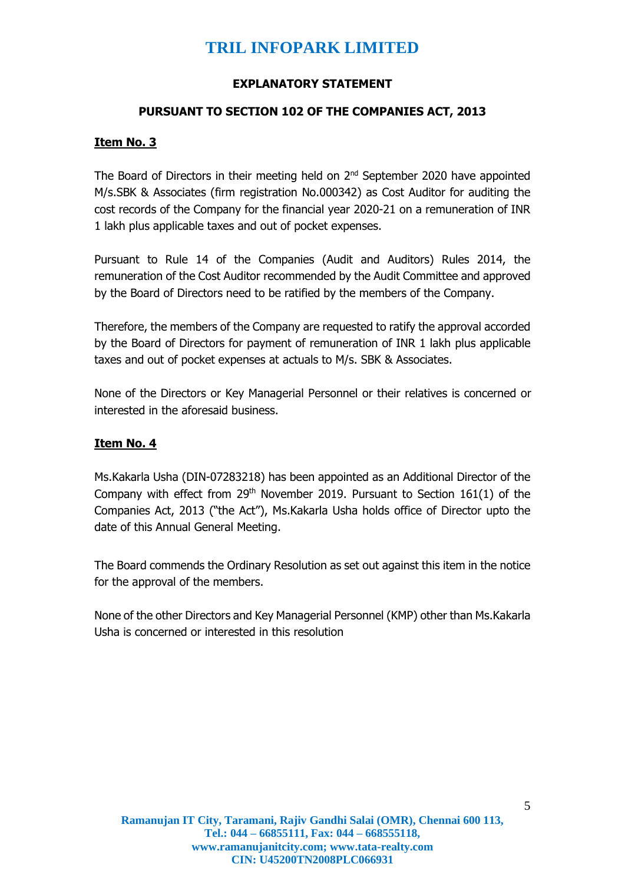# TRIL INFOPARK LIMITED

## EXPLANATORY STATEMENT

## PURSUANT TO SECTION 102 OF THE COMPANIES ACT, 2013

**Item No. 3**

The Board of Directors in their meeting held on 2nd September 2020 have appointed M/s.SBK & Associates (firm registration No.000342) as Cost Auditor for auditing the cost records of the Company for the financial year 2020-21 on a remuneration of INR 1 lakh plus applicable taxes and out of pocket expenses.

Pursuant to Rule 14 of the Companies (Audit and Auditors) Rules 2014, the remuneration of the Cost Auditor recommended by the Audit Committee and approved by the Board of Directors need to be ratified by the members of the Company.

Therefore, the members of the Company are requested to ratify the approval accorded by the Board of Directors for payment of remuneration of INR 1 lakh plus applicable taxes and out of pocket expenses at actuals to M/s. SBK & Associates.

None of the Directors or Key Managerial Personnel or their relatives is concerned or interested in the aforesaid business.

**Item No. 4**

Ms.Kakarla Usha (DIN-07283218) has been appointed as an Additional Director of the Company with effect from 29th November 2019. Pursuant to Section 161(1) of the Companies Act, 2013 ("the Act"), Ms.Kakarla Usha holds office of Director upto the date of this Annual General Meeting.

The Board commends the Ordinary Resolution as set out against this item in the notice for the approval of the members.

None of the other Directors and Key Managerial Personnel (KMP) other than Ms.Kakarla Usha is concerned or interested in this resolution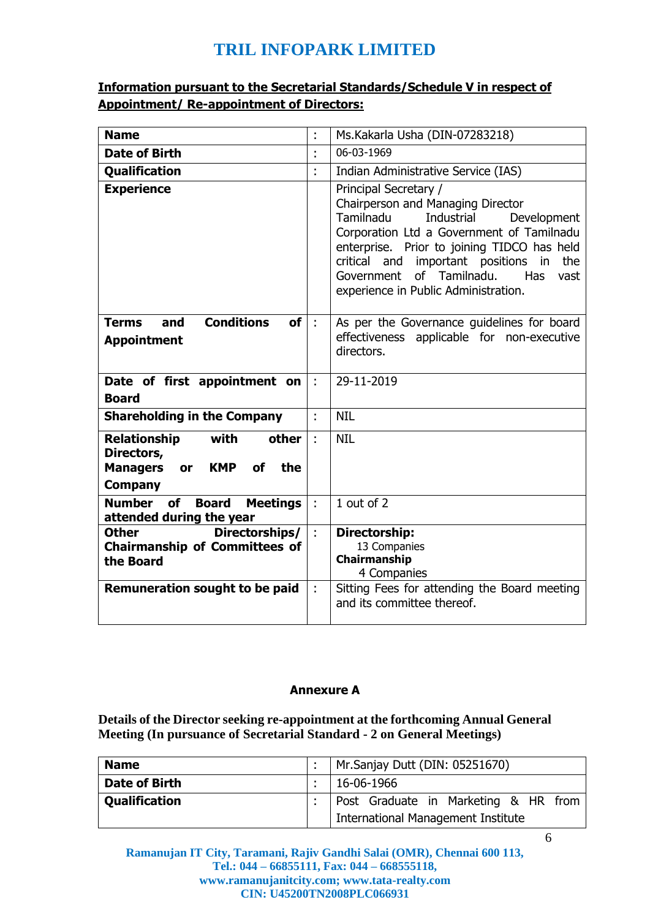# TRIL INFOPARK LIMITED

**Information pursuant to the Secretarial Standards/Schedule V in respect of Appointment/ Re-appointment of Directors:**

| | | |
|---|---|---|
| **Name** | : | Ms.Kakarla Usha (DIN-07283218) |
| **Date of Birth** | : | 06-03-1969 |
| **Qualification** | : | Indian Administrative Service (IAS) |
| **Experience** | | Principal Secretary / Chairperson and Managing Director Tamilnadu Industrial Development Corporation Ltd a Government of Tamilnadu enterprise. Prior to joining TIDCO has held critical and important positions in the Government of Tamilnadu. Has vast experience in Public Administration. |
| **Terms and Conditions of Appointment** | : | As per the Governance guidelines for board effectiveness applicable for non-executive directors. |
| **Date of first appointment on Board** | : | 29-11-2019 |
| **Shareholding in the Company** | : | NIL |
| **Relationship with other Directors, Managers or KMP of the Company** | : | NIL |
| **Number of Board Meetings attended during the year** | : | 1 out of 2 |
| **Other Directorships/ Chairmanship of Committees of the Board** | : | **Directorship:** 13 Companies **Chairmanship** 4 Companies |
| **Remuneration sought to be paid** | : | Sitting Fees for attending the Board meeting and its committee thereof. |

**Annexure A**

**Details of the Director seeking re-appointment at the forthcoming Annual General Meeting (In pursuance of Secretarial Standard - 2 on General Meetings)**

| | | |
|---|---|---|
| **Name** | : | Mr.Sanjay Dutt (DIN: 05251670) |
| **Date of Birth** | : | 16-06-1966 |
| **Qualification** | : | Post Graduate in Marketing & HR from International Management Institute |

Ramanujan IT City, Taramani, Rajiv Gandhi Salai (OMR), Chennai 600 113,
Tel.: 044 – 66855111, Fax: 044 – 668555118,
www.ramanujanitcity.com; www.tata-realty.com
CIN: U45200TN2008PLC066931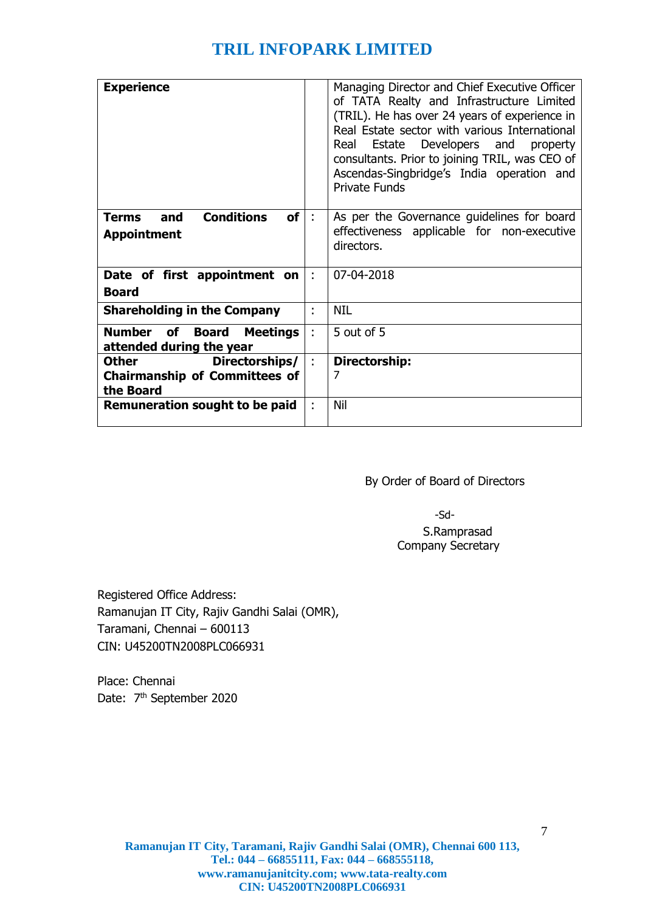| | | |
|---|---|---|
| **Experience** | | Managing Director and Chief Executive Officer of TATA Realty and Infrastructure Limited (TRIL). He has over 24 years of experience in Real Estate sector with various International Real Estate Developers and property consultants. Prior to joining TRIL, was CEO of Ascendas-Singbridge's India operation and Private Funds |
| **Terms and Conditions of Appointment** | : | As per the Governance guidelines for board effectiveness applicable for non-executive directors. |
| **Date of first appointment on Board** | : | 07-04-2018 |
| **Shareholding in the Company** | : | NIL |
| **Number of Board Meetings attended during the year** | : | 5 out of 5 |
| **Other Directorships/ Chairmanship of Committees of the Board** | : | **Directorship:** 7 |
| **Remuneration sought to be paid** | : | Nil |

By Order of Board of Directors

-Sd-
S.Ramprasad
Company Secretary

Registered Office Address:
Ramanujan IT City, Rajiv Gandhi Salai (OMR),
Taramani, Chennai – 600113
CIN: U45200TN2008PLC066931

Place: Chennai
Date: 7th September 2020